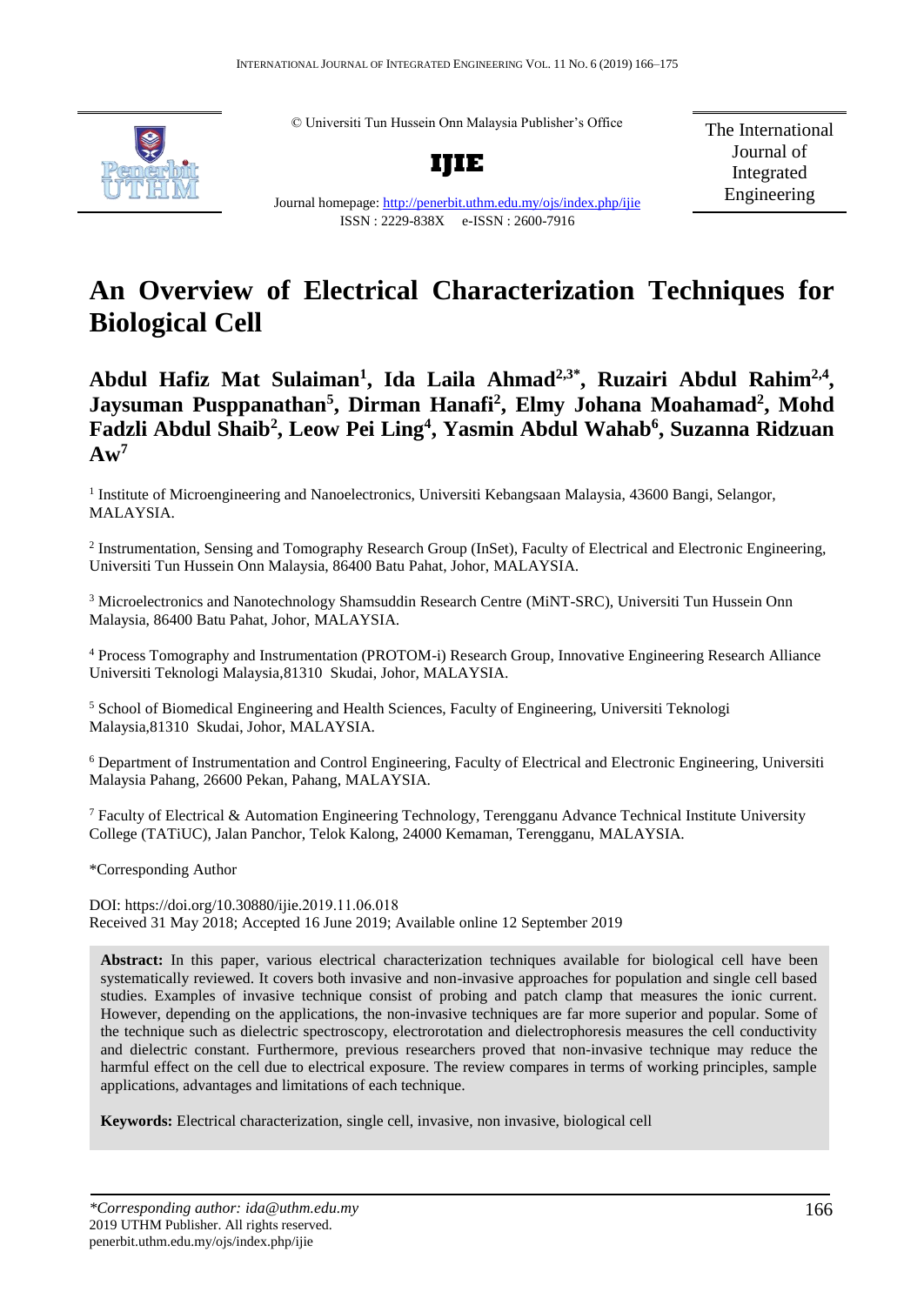© Universiti Tun Hussein Onn Malaysia Publisher's Office

**IJIE**

Journal homepage: http://penerbit.uthm.edu.my/ojs/index.php/ijie
ISSN : 2229-838X e-ISSN : 2600-7916

The International Journal of Integrated Engineering

# An Overview of Electrical Characterization Techniques for Biological Cell

**Abdul Hafiz Mat Sulaiman[1], Ida Laila Ahmad[2,3*], Ruzairi Abdul Rahim[2,4], Jaysuman Pusppanathan[5], Dirman Hanafi[2], Elmy Johana Moahamad[2], Mohd Fadzli Abdul Shaib[2], Leow Pei Ling[4], Yasmin Abdul Wahab[6], Suzanna Ridzuan Aw[7]**

[1] Institute of Microengineering and Nanoelectronics, Universiti Kebangsaan Malaysia, 43600 Bangi, Selangor, MALAYSIA.

[2] Instrumentation, Sensing and Tomography Research Group (InSet), Faculty of Electrical and Electronic Engineering, Universiti Tun Hussein Onn Malaysia, 86400 Batu Pahat, Johor, MALAYSIA.

[3] Microelectronics and Nanotechnology Shamsuddin Research Centre (MiNT-SRC), Universiti Tun Hussein Onn Malaysia, 86400 Batu Pahat, Johor, MALAYSIA.

[4] Process Tomography and Instrumentation (PROTOM-i) Research Group, Innovative Engineering Research Alliance Universiti Teknologi Malaysia,81310 Skudai, Johor, MALAYSIA.

[5] School of Biomedical Engineering and Health Sciences, Faculty of Engineering, Universiti Teknologi Malaysia,81310 Skudai, Johor, MALAYSIA.

[6] Department of Instrumentation and Control Engineering, Faculty of Electrical and Electronic Engineering, Universiti Malaysia Pahang, 26600 Pekan, Pahang, MALAYSIA.

[7] Faculty of Electrical & Automation Engineering Technology, Terengganu Advance Technical Institute University College (TATiUC), Jalan Panchor, Telok Kalong, 24000 Kemaman, Terengganu, MALAYSIA.

*Corresponding Author

DOI: https://doi.org/10.30880/ijie.2019.11.06.018
Received 31 May 2018; Accepted 16 June 2019; Available online 12 September 2019

**Abstract:** In this paper, various electrical characterization techniques available for biological cell have been systematically reviewed. It covers both invasive and non-invasive approaches for population and single cell based studies. Examples of invasive technique consist of probing and patch clamp that measures the ionic current. However, depending on the applications, the non-invasive techniques are far more superior and popular. Some of the technique such as dielectric spectroscopy, electrorotation and dielectrophoresis measures the cell conductivity and dielectric constant. Furthermore, previous researchers proved that non-invasive technique may reduce the harmful effect on the cell due to electrical exposure. The review compares in terms of working principles, sample applications, advantages and limitations of each technique.

**Keywords:** Electrical characterization, single cell, invasive, non invasive, biological cell

*\*Corresponding author: ida@uthm.edu.my*
2019 UTHM Publisher. All rights reserved.
penerbit.uthm.edu.my/ojs/index.php/ijie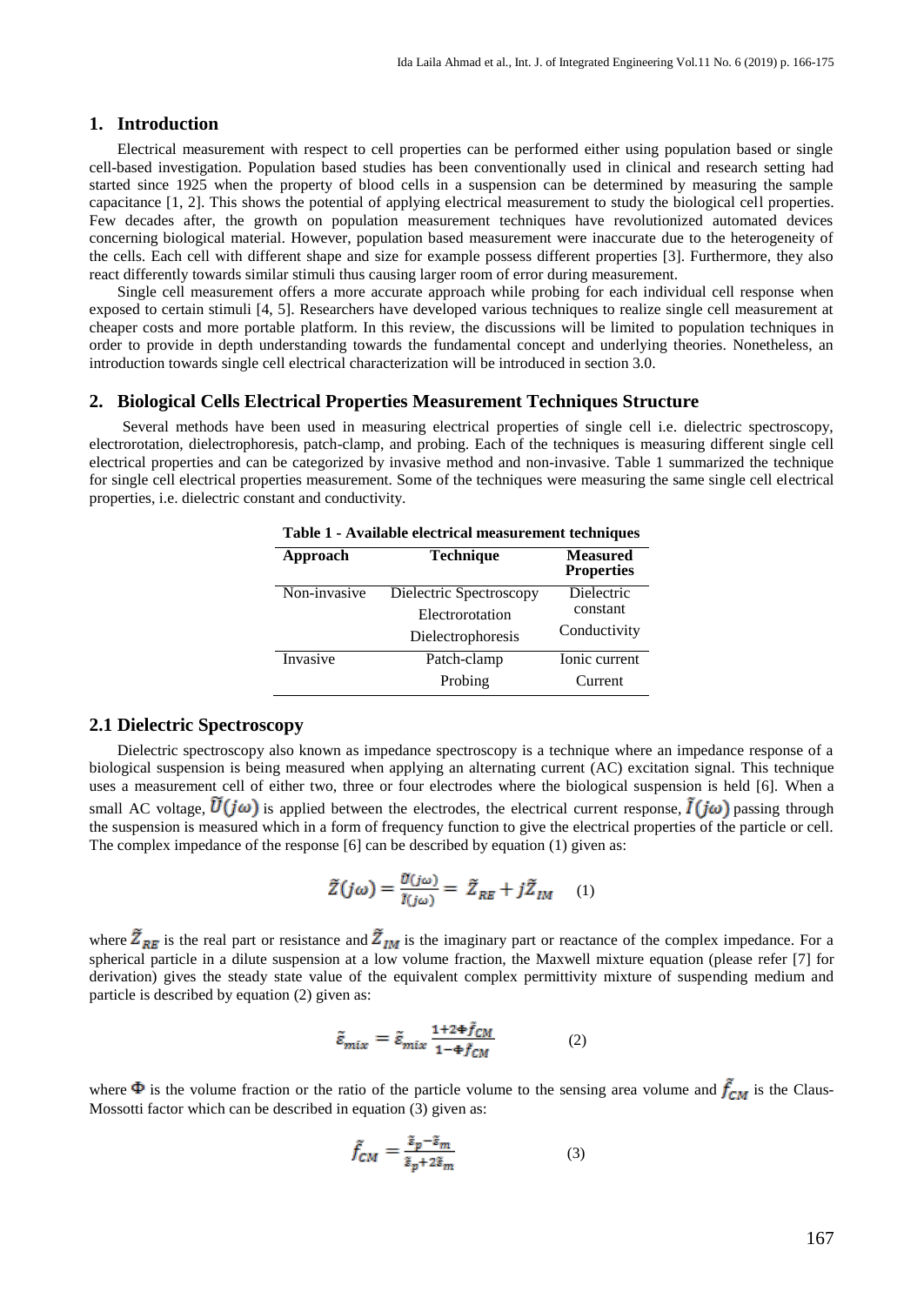## 1. Introduction

Electrical measurement with respect to cell properties can be performed either using population based or single cell-based investigation. Population based studies has been conventionally used in clinical and research setting had started since 1925 when the property of blood cells in a suspension can be determined by measuring the sample capacitance [1, 2]. This shows the potential of applying electrical measurement to study the biological cell properties. Few decades after, the growth on population measurement techniques have revolutionized automated devices concerning biological material. However, population based measurement were inaccurate due to the heterogeneity of the cells. Each cell with different shape and size for example possess different properties [3]. Furthermore, they also react differently towards similar stimuli thus causing larger room of error during measurement.

Single cell measurement offers a more accurate approach while probing for each individual cell response when exposed to certain stimuli [4, 5]. Researchers have developed various techniques to realize single cell measurement at cheaper costs and more portable platform. In this review, the discussions will be limited to population techniques in order to provide in depth understanding towards the fundamental concept and underlying theories. Nonetheless, an introduction towards single cell electrical characterization will be introduced in section 3.0.

## 2. Biological Cells Electrical Properties Measurement Techniques Structure

Several methods have been used in measuring electrical properties of single cell i.e. dielectric spectroscopy, electrorotation, dielectrophoresis, patch-clamp, and probing. Each of the techniques is measuring different single cell electrical properties and can be categorized by invasive method and non-invasive. Table 1 summarized the technique for single cell electrical properties measurement. Some of the techniques were measuring the same single cell electrical properties, i.e. dielectric constant and conductivity.

**Table 1 - Available electrical measurement techniques**

| Approach | Technique | Measured Properties |
|---|---|---|
| Non-invasive | Dielectric Spectroscopy | Dielectric constant |
| | Electrorotation | |
| | Dielectrophoresis | Conductivity |
| Invasive | Patch-clamp | Ionic current |
| | Probing | Current |

### 2.1 Dielectric Spectroscopy

Dielectric spectroscopy also known as impedance spectroscopy is a technique where an impedance response of a biological suspension is being measured when applying an alternating current (AC) excitation signal. This technique uses a measurement cell of either two, three or four electrodes where the biological suspension is held [6]. When a small AC voltage, $\tilde{U}(j\omega)$ is applied between the electrodes, the electrical current response, $\tilde{I}(j\omega)$ passing through the suspension is measured which in a form of frequency function to give the electrical properties of the particle or cell. The complex impedance of the response [6] can be described by equation (1) given as:

$$\tilde{Z}(j\omega) = \frac{\tilde{U}(j\omega)}{\tilde{I}(j\omega)} = \tilde{Z}_{RE} + j\tilde{Z}_{IM} \quad (1)$$

where $\tilde{Z}_{RE}$ is the real part or resistance and $\tilde{Z}_{IM}$ is the imaginary part or reactance of the complex impedance. For a spherical particle in a dilute suspension at a low volume fraction, the Maxwell mixture equation (please refer [7] for derivation) gives the steady state value of the equivalent complex permittivity mixture of suspending medium and particle is described by equation (2) given as:

$$\tilde{\varepsilon}_{mix} = \tilde{\varepsilon}_{mix} \frac{1+2\Phi\tilde{f}_{CM}}{1-\Phi\tilde{f}_{CM}} \quad (2)$$

where $\Phi$ is the volume fraction or the ratio of the particle volume to the sensing area volume and $\tilde{f}_{CM}$ is the Claus-Mossotti factor which can be described in equation (3) given as:

$$\tilde{f}_{CM} = \frac{\tilde{\varepsilon}_p - \tilde{\varepsilon}_m}{\tilde{\varepsilon}_p + 2\tilde{\varepsilon}_m} \quad (3)$$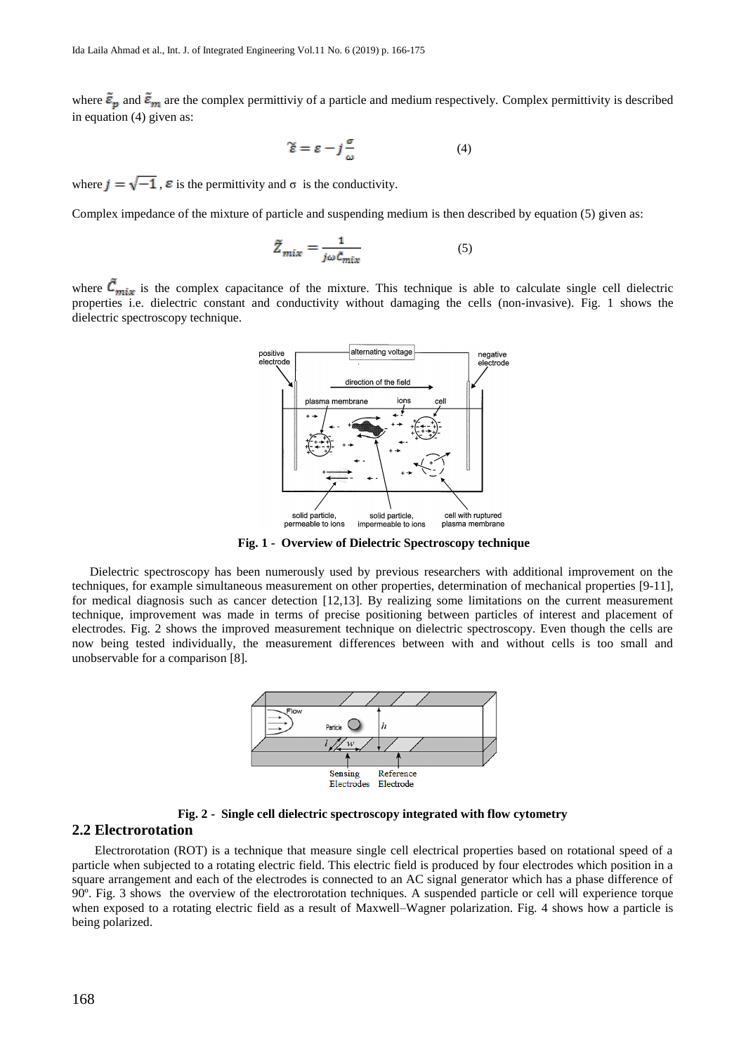where $\tilde{\varepsilon}_p$ and $\tilde{\varepsilon}_m$ are the complex permittiviy of a particle and medium respectively. Complex permittivity is described in equation (4) given as:

$$\tilde{\varepsilon} = \varepsilon - j\frac{\sigma}{\omega} \quad (4)$$

where $j = \sqrt{-1}$, $\varepsilon$ is the permittivity and σ is the conductivity.

Complex impedance of the mixture of particle and suspending medium is then described by equation (5) given as:

$$\tilde{Z}_{mix} = \frac{1}{j\omega\tilde{C}_{mix}} \quad (5)$$

where $\tilde{C}_{mix}$ is the complex capacitance of the mixture. This technique is able to calculate single cell dielectric properties i.e. dielectric constant and conductivity without damaging the cells (non-invasive). Fig. 1 shows the dielectric spectroscopy technique.

**Fig. 1 - Overview of Dielectric Spectroscopy technique**

Dielectric spectroscopy has been numerously used by previous researchers with additional improvement on the techniques, for example simultaneous measurement on other properties, determination of mechanical properties [9-11], for medical diagnosis such as cancer detection [12,13]. By realizing some limitations on the current measurement technique, improvement was made in terms of precise positioning between particles of interest and placement of electrodes. Fig. 2 shows the improved measurement technique on dielectric spectroscopy. Even though the cells are now being tested individually, the measurement differences between with and without cells is too small and unobservable for a comparison [8].

**Fig. 2 - Single cell dielectric spectroscopy integrated with flow cytometry**

## 2.2 Electrorotation

Electrorotation (ROT) is a technique that measure single cell electrical properties based on rotational speed of a particle when subjected to a rotating electric field. This electric field is produced by four electrodes which position in a square arrangement and each of the electrodes is connected to an AC signal generator which has a phase difference of 90º. Fig. 3 shows the overview of the electrorotation techniques. A suspended particle or cell will experience torque when exposed to a rotating electric field as a result of Maxwell–Wagner polarization. Fig. 4 shows how a particle is being polarized.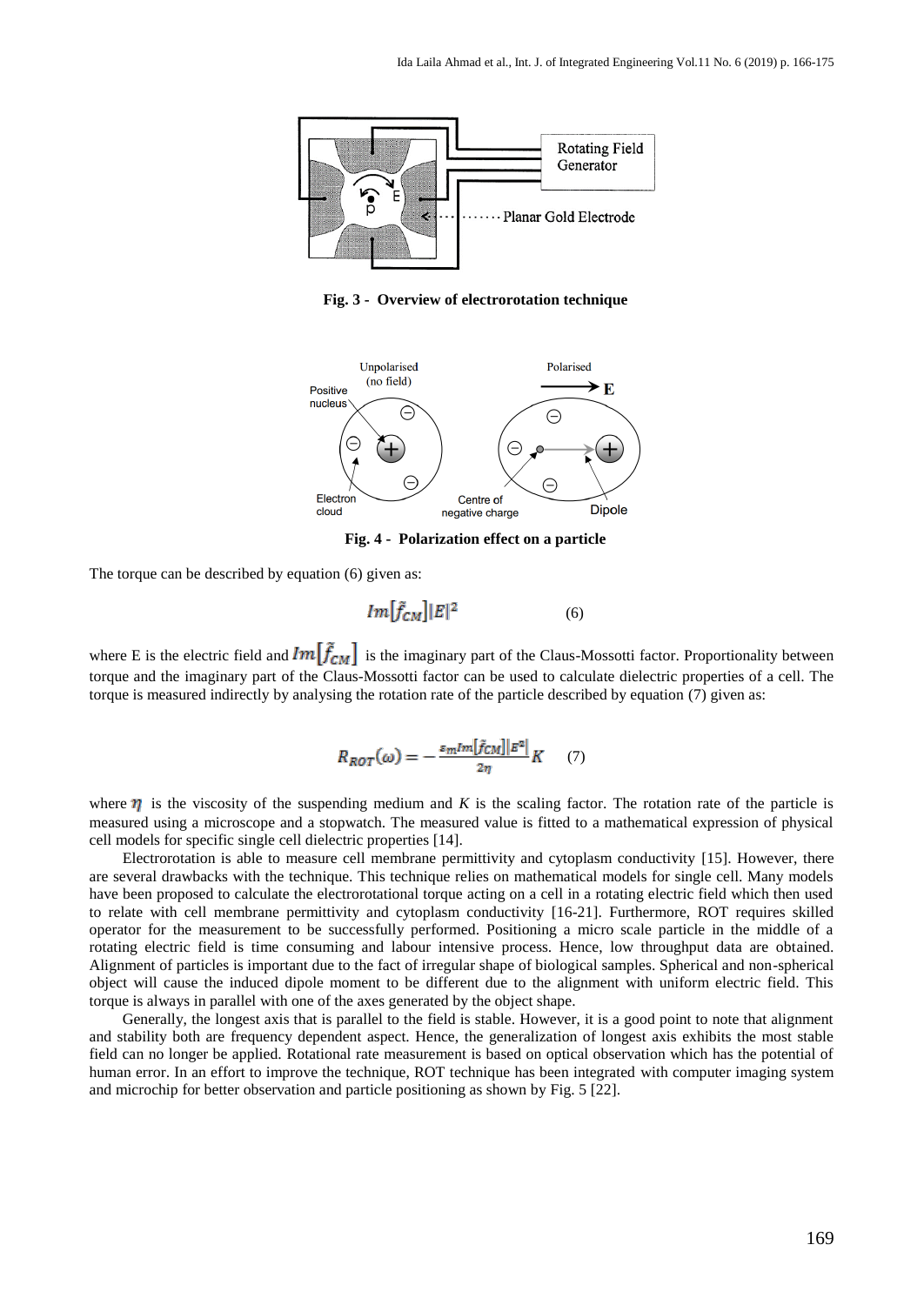**Fig. 3 - Overview of electrorotation technique**

**Fig. 4 - Polarization effect on a particle**

The torque can be described by equation (6) given as:

$$Im[\tilde{f}_{CM}]|E|^2 \qquad (6)$$

where E is the electric field and $Im[\tilde{f}_{CM}]$ is the imaginary part of the Claus-Mossotti factor. Proportionality between torque and the imaginary part of the Claus-Mossotti factor can be used to calculate dielectric properties of a cell. The torque is measured indirectly by analysing the rotation rate of the particle described by equation (7) given as:

$$R_{ROT}(\omega) = -\frac{\varepsilon_m Im[\tilde{f}_{CM}]|E^2|}{2\eta} K \qquad (7)$$

where $\eta$ is the viscosity of the suspending medium and $K$ is the scaling factor. The rotation rate of the particle is measured using a microscope and a stopwatch. The measured value is fitted to a mathematical expression of physical cell models for specific single cell dielectric properties [14].

Electrorotation is able to measure cell membrane permittivity and cytoplasm conductivity [15]. However, there are several drawbacks with the technique. This technique relies on mathematical models for single cell. Many models have been proposed to calculate the electrorotational torque acting on a cell in a rotating electric field which then used to relate with cell membrane permittivity and cytoplasm conductivity [16-21]. Furthermore, ROT requires skilled operator for the measurement to be successfully performed. Positioning a micro scale particle in the middle of a rotating electric field is time consuming and labour intensive process. Hence, low throughput data are obtained. Alignment of particles is important due to the fact of irregular shape of biological samples. Spherical and non-spherical object will cause the induced dipole moment to be different due to the alignment with uniform electric field. This torque is always in parallel with one of the axes generated by the object shape.

Generally, the longest axis that is parallel to the field is stable. However, it is a good point to note that alignment and stability both are frequency dependent aspect. Hence, the generalization of longest axis exhibits the most stable field can no longer be applied. Rotational rate measurement is based on optical observation which has the potential of human error. In an effort to improve the technique, ROT technique has been integrated with computer imaging system and microchip for better observation and particle positioning as shown by Fig. 5 [22].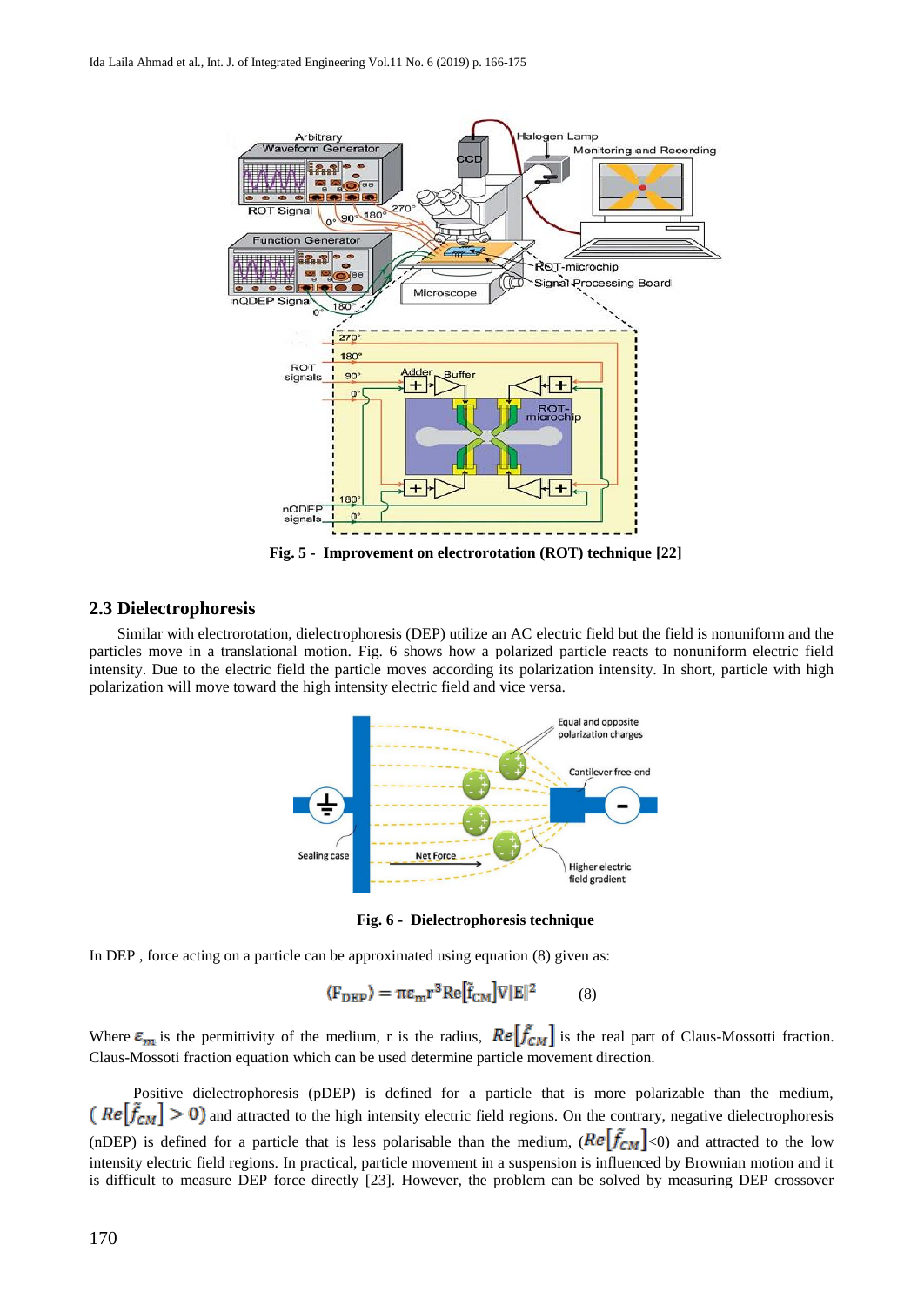Fig. 5 - Improvement on electrorotation (ROT) technique [22]

## 2.3 Dielectrophoresis

Similar with electrorotation, dielectrophoresis (DEP) utilize an AC electric field but the field is nonuniform and the particles move in a translational motion. Fig. 6 shows how a polarized particle reacts to nonuniform electric field intensity. Due to the electric field the particle moves according its polarization intensity. In short, particle with high polarization will move toward the high intensity electric field and vice versa.

Fig. 6 - Dielectrophoresis technique

In DEP , force acting on a particle can be approximated using equation (8) given as:

$$\langle F_{DEP} \rangle = \pi \varepsilon_m r^3 Re[\tilde{f}_{CM}] \nabla |E|^2 \qquad (8)$$

Where $\varepsilon_m$ is the permittivity of the medium, r is the radius, $Re[\tilde{f}_{CM}]$ is the real part of Claus-Mossotti fraction. Claus-Mossoti fraction equation which can be used determine particle movement direction.

Positive dielectrophoresis (pDEP) is defined for a particle that is more polarizable than the medium, ($Re[\tilde{f}_{CM}] > 0$) and attracted to the high intensity electric field regions. On the contrary, negative dielectrophoresis (nDEP) is defined for a particle that is less polarisable than the medium, ($Re[\tilde{f}_{CM}]$<0) and attracted to the low intensity electric field regions. In practical, particle movement in a suspension is influenced by Brownian motion and it is difficult to measure DEP force directly [23]. However, the problem can be solved by measuring DEP crossover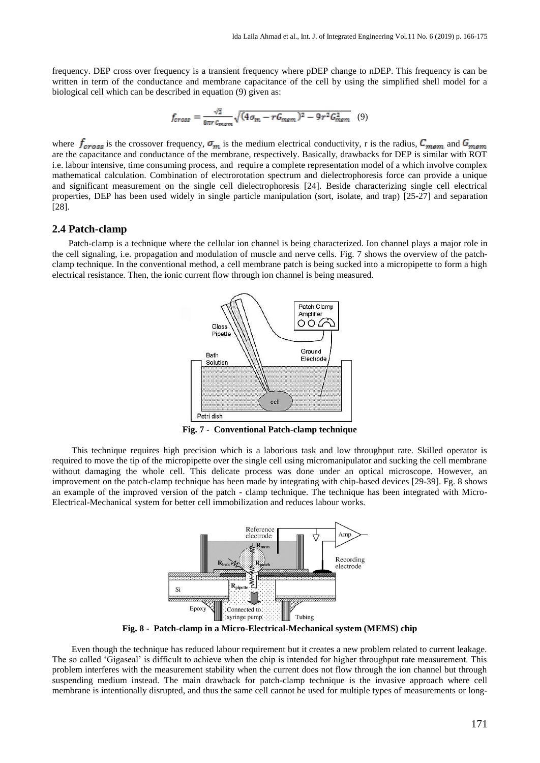frequency. DEP cross over frequency is a transient frequency where pDEP change to nDEP. This frequency is can be written in term of the conductance and membrane capacitance of the cell by using the simplified shell model for a biological cell which can be described in equation (9) given as:

$$f_{cross} = \frac{\sqrt{2}}{8\pi r C_{mem}} \sqrt{(4\sigma_m - rG_{mem})^2 - 9r^2 G_{mem}^2} \quad (9)$$

where $f_{cross}$ is the crossover frequency, $\sigma_m$ is the medium electrical conductivity, r is the radius, $C_{mem}$ and $G_{mem}$ are the capacitance and conductance of the membrane, respectively. Basically, drawbacks for DEP is similar with ROT i.e. labour intensive, time consuming process, and require a complete representation model of a which involve complex mathematical calculation. Combination of electrorotation spectrum and dielectrophoresis force can provide a unique and significant measurement on the single cell dielectrophoresis [24]. Beside characterizing single cell electrical properties, DEP has been used widely in single particle manipulation (sort, isolate, and trap) [25-27] and separation [28].

## 2.4 Patch-clamp

Patch-clamp is a technique where the cellular ion channel is being characterized. Ion channel plays a major role in the cell signaling, i.e. propagation and modulation of muscle and nerve cells. Fig. 7 shows the overview of the patch-clamp technique. In the conventional method, a cell membrane patch is being sucked into a micropipette to form a high electrical resistance. Then, the ionic current flow through ion channel is being measured.

**Fig. 7 - Conventional Patch-clamp technique**

This technique requires high precision which is a laborious task and low throughput rate. Skilled operator is required to move the tip of the micropipette over the single cell using micromanipulator and sucking the cell membrane without damaging the whole cell. This delicate process was done under an optical microscope. However, an improvement on the patch-clamp technique has been made by integrating with chip-based devices [29-39]. Fg. 8 shows an example of the improved version of the patch - clamp technique. The technique has been integrated with Micro-Electrical-Mechanical system for better cell immobilization and reduces labour works.

**Fig. 8 - Patch-clamp in a Micro-Electrical-Mechanical system (MEMS) chip**

Even though the technique has reduced labour requirement but it creates a new problem related to current leakage. The so called 'Gigaseal' is difficult to achieve when the chip is intended for higher throughput rate measurement. This problem interferes with the measurement stability when the current does not flow through the ion channel but through suspending medium instead. The main drawback for patch-clamp technique is the invasive approach where cell membrane is intentionally disrupted, and thus the same cell cannot be used for multiple types of measurements or long-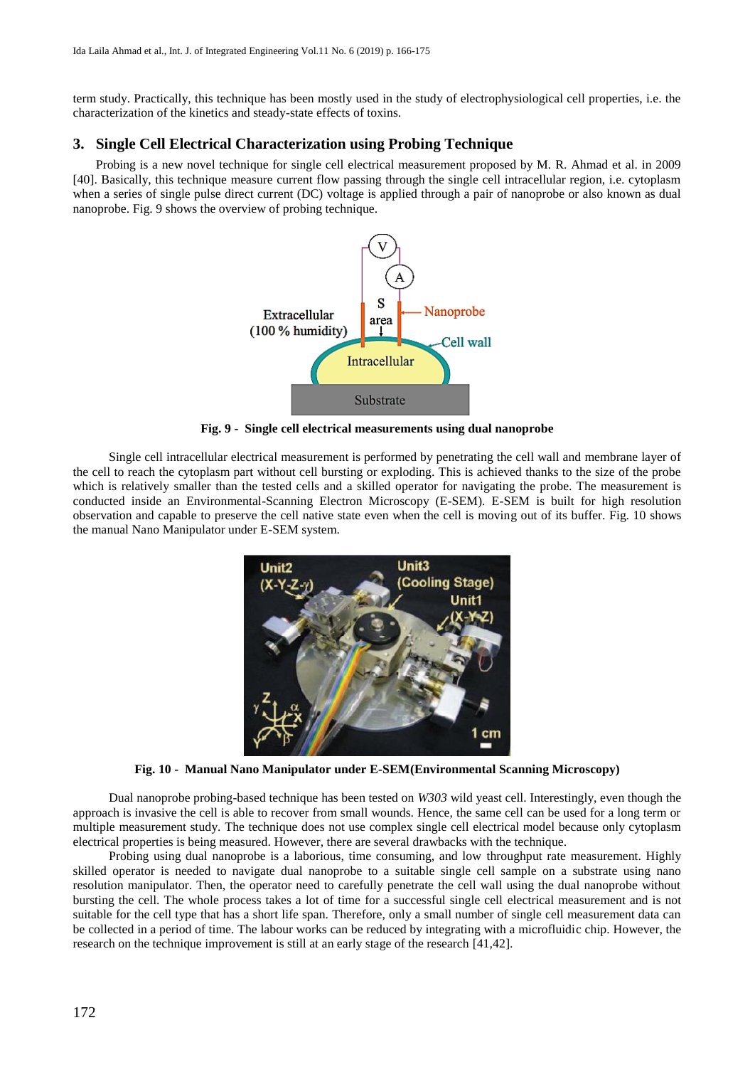term study. Practically, this technique has been mostly used in the study of electrophysiological cell properties, i.e. the characterization of the kinetics and steady-state effects of toxins.

## 3. Single Cell Electrical Characterization using Probing Technique

Probing is a new novel technique for single cell electrical measurement proposed by M. R. Ahmad et al. in 2009 [40]. Basically, this technique measure current flow passing through the single cell intracellular region, i.e. cytoplasm when a series of single pulse direct current (DC) voltage is applied through a pair of nanoprobe or also known as dual nanoprobe. Fig. 9 shows the overview of probing technique.

**Fig. 9 - Single cell electrical measurements using dual nanoprobe**

Single cell intracellular electrical measurement is performed by penetrating the cell wall and membrane layer of the cell to reach the cytoplasm part without cell bursting or exploding. This is achieved thanks to the size of the probe which is relatively smaller than the tested cells and a skilled operator for navigating the probe. The measurement is conducted inside an Environmental-Scanning Electron Microscopy (E-SEM). E-SEM is built for high resolution observation and capable to preserve the cell native state even when the cell is moving out of its buffer. Fig. 10 shows the manual Nano Manipulator under E-SEM system.

**Fig. 10 - Manual Nano Manipulator under E-SEM(Environmental Scanning Microscopy)**

Dual nanoprobe probing-based technique has been tested on *W303* wild yeast cell. Interestingly, even though the approach is invasive the cell is able to recover from small wounds. Hence, the same cell can be used for a long term or multiple measurement study. The technique does not use complex single cell electrical model because only cytoplasm electrical properties is being measured. However, there are several drawbacks with the technique.

Probing using dual nanoprobe is a laborious, time consuming, and low throughput rate measurement. Highly skilled operator is needed to navigate dual nanoprobe to a suitable single cell sample on a substrate using nano resolution manipulator. Then, the operator need to carefully penetrate the cell wall using the dual nanoprobe without bursting the cell. The whole process takes a lot of time for a successful single cell electrical measurement and is not suitable for the cell type that has a short life span. Therefore, only a small number of single cell measurement data can be collected in a period of time. The labour works can be reduced by integrating with a microfluidic chip. However, the research on the technique improvement is still at an early stage of the research [41,42].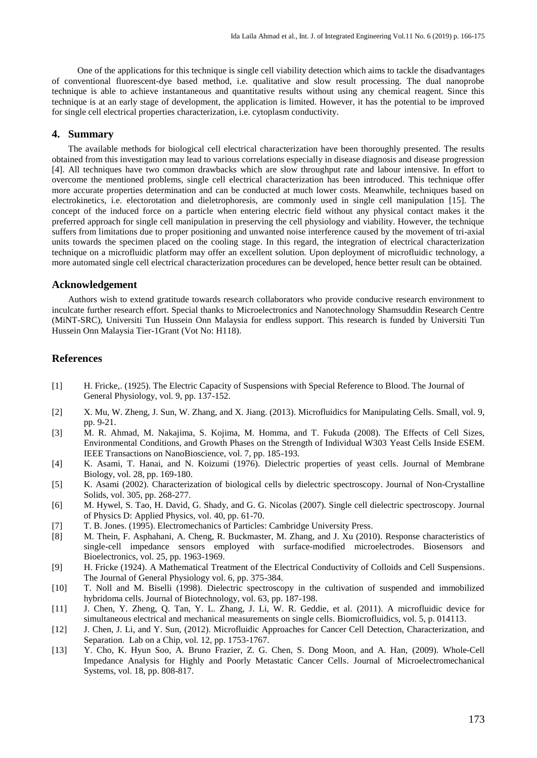One of the applications for this technique is single cell viability detection which aims to tackle the disadvantages of conventional fluorescent-dye based method, i.e. qualitative and slow result processing. The dual nanoprobe technique is able to achieve instantaneous and quantitative results without using any chemical reagent. Since this technique is at an early stage of development, the application is limited. However, it has the potential to be improved for single cell electrical properties characterization, i.e. cytoplasm conductivity.

## 4. Summary

The available methods for biological cell electrical characterization have been thoroughly presented. The results obtained from this investigation may lead to various correlations especially in disease diagnosis and disease progression [4]. All techniques have two common drawbacks which are slow throughput rate and labour intensive. In effort to overcome the mentioned problems, single cell electrical characterization has been introduced. This technique offer more accurate properties determination and can be conducted at much lower costs. Meanwhile, techniques based on electrokinetics, i.e. electorotation and dieletrophoresis, are commonly used in single cell manipulation [15]. The concept of the induced force on a particle when entering electric field without any physical contact makes it the preferred approach for single cell manipulation in preserving the cell physiology and viability. However, the technique suffers from limitations due to proper positioning and unwanted noise interference caused by the movement of tri-axial units towards the specimen placed on the cooling stage. In this regard, the integration of electrical characterization technique on a microfluidic platform may offer an excellent solution. Upon deployment of microfluidic technology, a more automated single cell electrical characterization procedures can be developed, hence better result can be obtained.

## Acknowledgement

Authors wish to extend gratitude towards research collaborators who provide conducive research environment to inculcate further research effort. Special thanks to Microelectronics and Nanotechnology Shamsuddin Research Centre (MiNT-SRC), Universiti Tun Hussein Onn Malaysia for endless support. This research is funded by Universiti Tun Hussein Onn Malaysia Tier-1Grant (Vot No: H118).

## References

[1] H. Fricke,. (1925). The Electric Capacity of Suspensions with Special Reference to Blood. The Journal of General Physiology, vol. 9, pp. 137-152.

[2] X. Mu, W. Zheng, J. Sun, W. Zhang, and X. Jiang. (2013). Microfluidics for Manipulating Cells. Small, vol. 9, pp. 9-21.

[3] M. R. Ahmad, M. Nakajima, S. Kojima, M. Homma, and T. Fukuda (2008). The Effects of Cell Sizes, Environmental Conditions, and Growth Phases on the Strength of Individual W303 Yeast Cells Inside ESEM. IEEE Transactions on NanoBioscience, vol. 7, pp. 185-193.

[4] K. Asami, T. Hanai, and N. Koizumi (1976). Dielectric properties of yeast cells. Journal of Membrane Biology, vol. 28, pp. 169-180.

[5] K. Asami (2002). Characterization of biological cells by dielectric spectroscopy. Journal of Non-Crystalline Solids, vol. 305, pp. 268-277.

[6] M. Hywel, S. Tao, H. David, G. Shady, and G. G. Nicolas (2007). Single cell dielectric spectroscopy. Journal of Physics D: Applied Physics, vol. 40, pp. 61-70.

[7] T. B. Jones. (1995). Electromechanics of Particles: Cambridge University Press.

[8] M. Thein, F. Asphahani, A. Cheng, R. Buckmaster, M. Zhang, and J. Xu (2010). Response characteristics of single-cell impedance sensors employed with surface-modified microelectrodes. Biosensors and Bioelectronics, vol. 25, pp. 1963-1969.

[9] H. Fricke (1924). A Mathematical Treatment of the Electrical Conductivity of Colloids and Cell Suspensions. The Journal of General Physiology vol. 6, pp. 375-384.

[10] T. Noll and M. Biselli (1998). Dielectric spectroscopy in the cultivation of suspended and immobilized hybridoma cells. Journal of Biotechnology, vol. 63, pp. 187-198.

[11] J. Chen, Y. Zheng, Q. Tan, Y. L. Zhang, J. Li, W. R. Geddie, et al. (2011). A microfluidic device for simultaneous electrical and mechanical measurements on single cells. Biomicrofluidics, vol. 5, p. 014113.

[12] J. Chen, J. Li, and Y. Sun, (2012). Microfluidic Approaches for Cancer Cell Detection, Characterization, and Separation. Lab on a Chip, vol. 12, pp. 1753-1767.

[13] Y. Cho, K. Hyun Soo, A. Bruno Frazier, Z. G. Chen, S. Dong Moon, and A. Han, (2009). Whole-Cell Impedance Analysis for Highly and Poorly Metastatic Cancer Cells. Journal of Microelectromechanical Systems, vol. 18, pp. 808-817.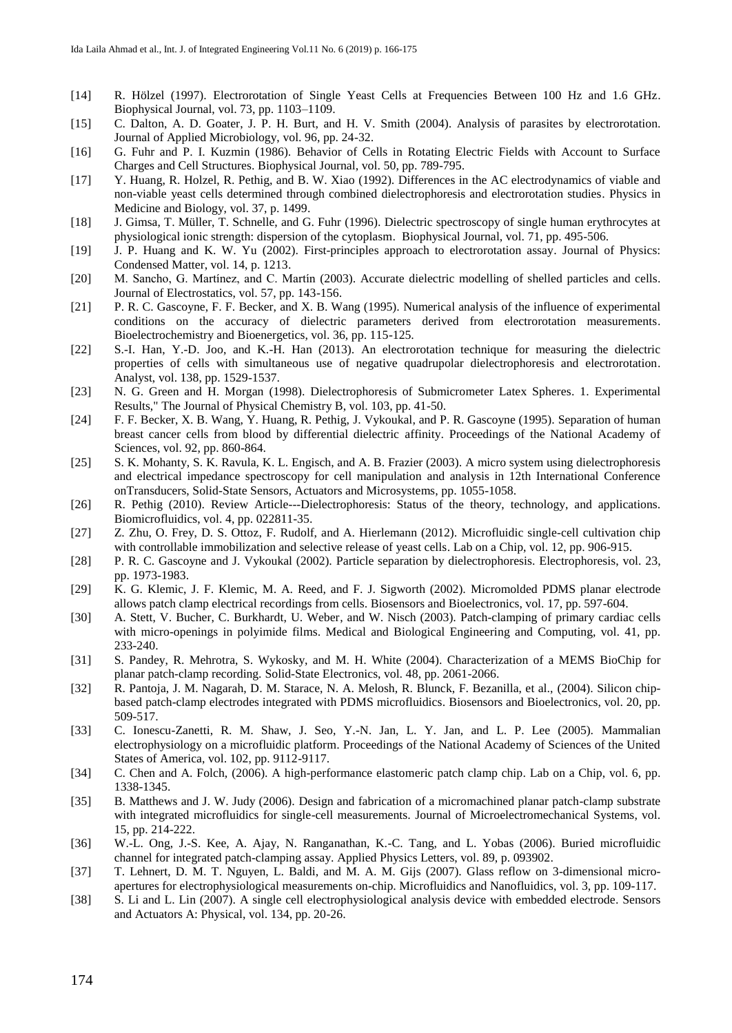[14] R. Hölzel (1997). Electrorotation of Single Yeast Cells at Frequencies Between 100 Hz and 1.6 GHz. Biophysical Journal, vol. 73, pp. 1103–1109.

[15] C. Dalton, A. D. Goater, J. P. H. Burt, and H. V. Smith (2004). Analysis of parasites by electrorotation. Journal of Applied Microbiology, vol. 96, pp. 24-32.

[16] G. Fuhr and P. I. Kuzmin (1986). Behavior of Cells in Rotating Electric Fields with Account to Surface Charges and Cell Structures. Biophysical Journal, vol. 50, pp. 789-795.

[17] Y. Huang, R. Holzel, R. Pethig, and B. W. Xiao (1992). Differences in the AC electrodynamics of viable and non-viable yeast cells determined through combined dielectrophoresis and electrorotation studies. Physics in Medicine and Biology, vol. 37, p. 1499.

[18] J. Gimsa, T. Müller, T. Schnelle, and G. Fuhr (1996). Dielectric spectroscopy of single human erythrocytes at physiological ionic strength: dispersion of the cytoplasm. Biophysical Journal, vol. 71, pp. 495-506.

[19] J. P. Huang and K. W. Yu (2002). First-principles approach to electrorotation assay. Journal of Physics: Condensed Matter, vol. 14, p. 1213.

[20] M. Sancho, G. Martínez, and C. Martín (2003). Accurate dielectric modelling of shelled particles and cells. Journal of Electrostatics, vol. 57, pp. 143-156.

[21] P. R. C. Gascoyne, F. F. Becker, and X. B. Wang (1995). Numerical analysis of the influence of experimental conditions on the accuracy of dielectric parameters derived from electrorotation measurements. Bioelectrochemistry and Bioenergetics, vol. 36, pp. 115-125.

[22] S.-I. Han, Y.-D. Joo, and K.-H. Han (2013). An electrorotation technique for measuring the dielectric properties of cells with simultaneous use of negative quadrupolar dielectrophoresis and electrorotation. Analyst, vol. 138, pp. 1529-1537.

[23] N. G. Green and H. Morgan (1998). Dielectrophoresis of Submicrometer Latex Spheres. 1. Experimental Results," The Journal of Physical Chemistry B, vol. 103, pp. 41-50.

[24] F. F. Becker, X. B. Wang, Y. Huang, R. Pethig, J. Vykoukal, and P. R. Gascoyne (1995). Separation of human breast cancer cells from blood by differential dielectric affinity. Proceedings of the National Academy of Sciences, vol. 92, pp. 860-864.

[25] S. K. Mohanty, S. K. Ravula, K. L. Engisch, and A. B. Frazier (2003). A micro system using dielectrophoresis and electrical impedance spectroscopy for cell manipulation and analysis in 12th International Conference onTransducers, Solid-State Sensors, Actuators and Microsystems, pp. 1055-1058.

[26] R. Pethig (2010). Review Article---Dielectrophoresis: Status of the theory, technology, and applications. Biomicrofluidics, vol. 4, pp. 022811-35.

[27] Z. Zhu, O. Frey, D. S. Ottoz, F. Rudolf, and A. Hierlemann (2012). Microfluidic single-cell cultivation chip with controllable immobilization and selective release of yeast cells. Lab on a Chip, vol. 12, pp. 906-915.

[28] P. R. C. Gascoyne and J. Vykoukal (2002). Particle separation by dielectrophoresis. Electrophoresis, vol. 23, pp. 1973-1983.

[29] K. G. Klemic, J. F. Klemic, M. A. Reed, and F. J. Sigworth (2002). Micromolded PDMS planar electrode allows patch clamp electrical recordings from cells. Biosensors and Bioelectronics, vol. 17, pp. 597-604.

[30] A. Stett, V. Bucher, C. Burkhardt, U. Weber, and W. Nisch (2003). Patch-clamping of primary cardiac cells with micro-openings in polyimide films. Medical and Biological Engineering and Computing, vol. 41, pp. 233-240.

[31] S. Pandey, R. Mehrotra, S. Wykosky, and M. H. White (2004). Characterization of a MEMS BioChip for planar patch-clamp recording. Solid-State Electronics, vol. 48, pp. 2061-2066.

[32] R. Pantoja, J. M. Nagarah, D. M. Starace, N. A. Melosh, R. Blunck, F. Bezanilla, et al., (2004). Silicon chip-based patch-clamp electrodes integrated with PDMS microfluidics. Biosensors and Bioelectronics, vol. 20, pp. 509-517.

[33] C. Ionescu-Zanetti, R. M. Shaw, J. Seo, Y.-N. Jan, L. Y. Jan, and L. P. Lee (2005). Mammalian electrophysiology on a microfluidic platform. Proceedings of the National Academy of Sciences of the United States of America, vol. 102, pp. 9112-9117.

[34] C. Chen and A. Folch, (2006). A high-performance elastomeric patch clamp chip. Lab on a Chip, vol. 6, pp. 1338-1345.

[35] B. Matthews and J. W. Judy (2006). Design and fabrication of a micromachined planar patch-clamp substrate with integrated microfluidics for single-cell measurements. Journal of Microelectromechanical Systems, vol. 15, pp. 214-222.

[36] W.-L. Ong, J.-S. Kee, A. Ajay, N. Ranganathan, K.-C. Tang, and L. Yobas (2006). Buried microfluidic channel for integrated patch-clamping assay. Applied Physics Letters, vol. 89, p. 093902.

[37] T. Lehnert, D. M. T. Nguyen, L. Baldi, and M. A. M. Gijs (2007). Glass reflow on 3-dimensional micro-apertures for electrophysiological measurements on-chip. Microfluidics and Nanofluidics, vol. 3, pp. 109-117.

[38] S. Li and L. Lin (2007). A single cell electrophysiological analysis device with embedded electrode. Sensors and Actuators A: Physical, vol. 134, pp. 20-26.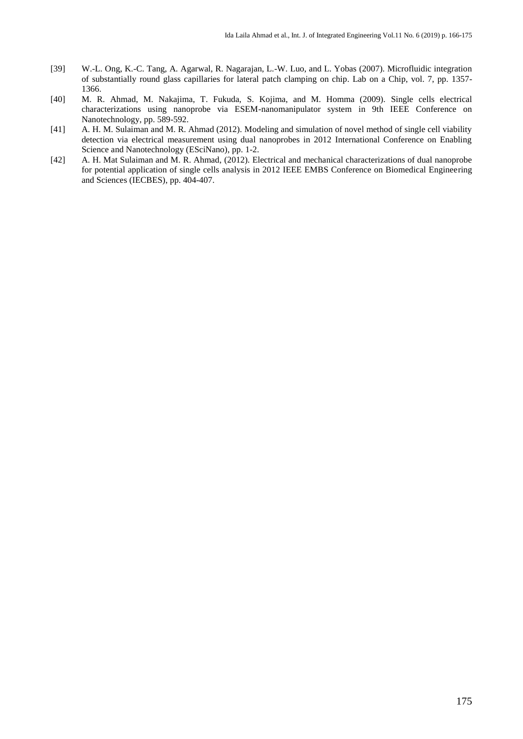[39] W.-L. Ong, K.-C. Tang, A. Agarwal, R. Nagarajan, L.-W. Luo, and L. Yobas (2007). Microfluidic integration of substantially round glass capillaries for lateral patch clamping on chip. Lab on a Chip, vol. 7, pp. 1357-1366.

[40] M. R. Ahmad, M. Nakajima, T. Fukuda, S. Kojima, and M. Homma (2009). Single cells electrical characterizations using nanoprobe via ESEM-nanomanipulator system in 9th IEEE Conference on Nanotechnology, pp. 589-592.

[41] A. H. M. Sulaiman and M. R. Ahmad (2012). Modeling and simulation of novel method of single cell viability detection via electrical measurement using dual nanoprobes in 2012 International Conference on Enabling Science and Nanotechnology (ESciNano), pp. 1-2.

[42] A. H. Mat Sulaiman and M. R. Ahmad, (2012). Electrical and mechanical characterizations of dual nanoprobe for potential application of single cells analysis in 2012 IEEE EMBS Conference on Biomedical Engineering and Sciences (IECBES), pp. 404-407.